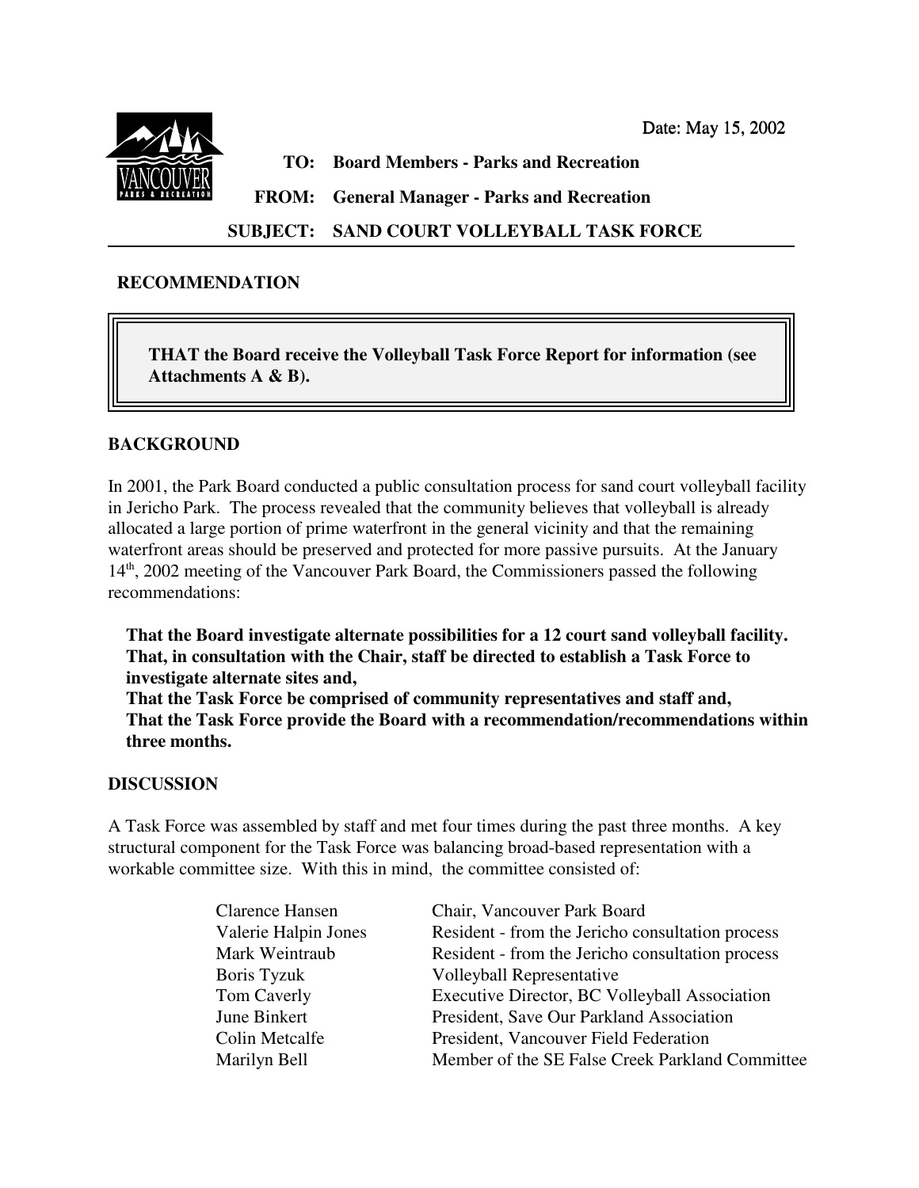Date: May 15, 2002

**TO:** Board Members - Parks and Recreation

**FROM:** General Manager - Parks and Recreation

**SUBJECT:** SAND COURT VOLLEYBALL TASK FORCE

## RECOMMENDATION

**THAT the Board receive the Volleyball Task Force Report for information (see Attachments A & B).**

## BACKGROUND

In 2001, the Park Board conducted a public consultation process for sand court volleyball facility in Jericho Park. The process revealed that the community believes that volleyball is already allocated a large portion of prime waterfront in the general vicinity and that the remaining waterfront areas should be preserved and protected for more passive pursuits. At the January 14th, 2002 meeting of the Vancouver Park Board, the Commissioners passed the following recommendations:

**That the Board investigate alternate possibilities for a 12 court sand volleyball facility.**
**That, in consultation with the Chair, staff be directed to establish a Task Force to investigate alternate sites and,**
**That the Task Force be comprised of community representatives and staff and,**
**That the Task Force provide the Board with a recommendation/recommendations within three months.**

## DISCUSSION

A Task Force was assembled by staff and met four times during the past three months. A key structural component for the Task Force was balancing broad-based representation with a workable committee size. With this in mind, the committee consisted of:

| | |
|---|---|
| Clarence Hansen | Chair, Vancouver Park Board |
| Valerie Halpin Jones | Resident - from the Jericho consultation process |
| Mark Weintraub | Resident - from the Jericho consultation process |
| Boris Tyzuk | Volleyball Representative |
| Tom Caverly | Executive Director, BC Volleyball Association |
| June Binkert | President, Save Our Parkland Association |
| Colin Metcalfe | President, Vancouver Field Federation |
| Marilyn Bell | Member of the SE False Creek Parkland Committee |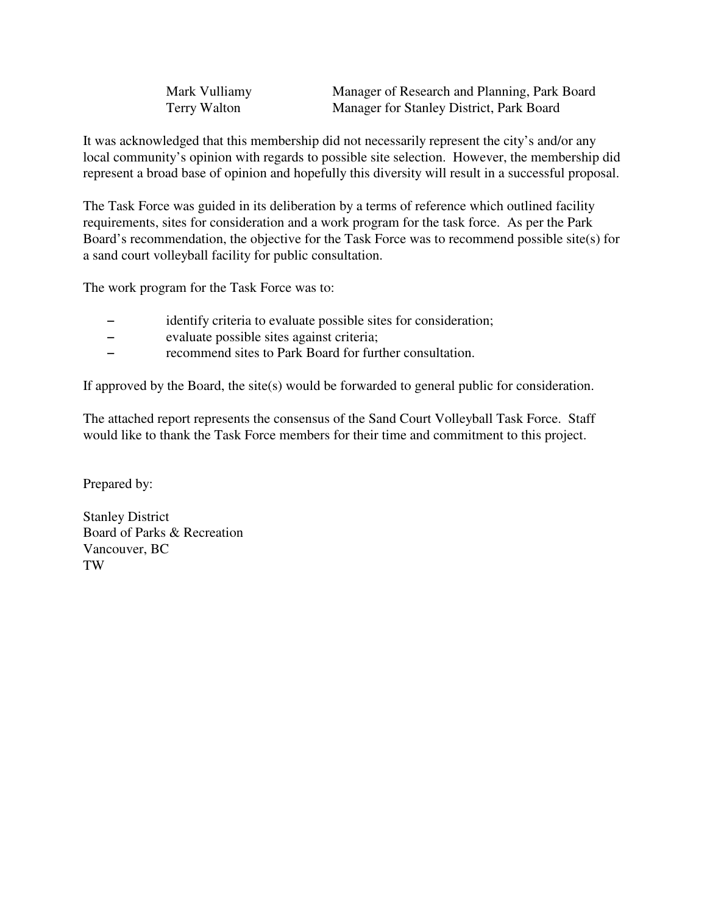| | |
| --- | --- |
| Mark Vulliamy | Manager of Research and Planning, Park Board |
| Terry Walton | Manager for Stanley District, Park Board |

It was acknowledged that this membership did not necessarily represent the city's and/or any local community's opinion with regards to possible site selection. However, the membership did represent a broad base of opinion and hopefully this diversity will result in a successful proposal.

The Task Force was guided in its deliberation by a terms of reference which outlined facility requirements, sites for consideration and a work program for the task force. As per the Park Board's recommendation, the objective for the Task Force was to recommend possible site(s) for a sand court volleyball facility for public consultation.

The work program for the Task Force was to:

- identify criteria to evaluate possible sites for consideration;
- evaluate possible sites against criteria;
- recommend sites to Park Board for further consultation.

If approved by the Board, the site(s) would be forwarded to general public for consideration.

The attached report represents the consensus of the Sand Court Volleyball Task Force. Staff would like to thank the Task Force members for their time and commitment to this project.

Prepared by:

Stanley District
Board of Parks & Recreation
Vancouver, BC
TW